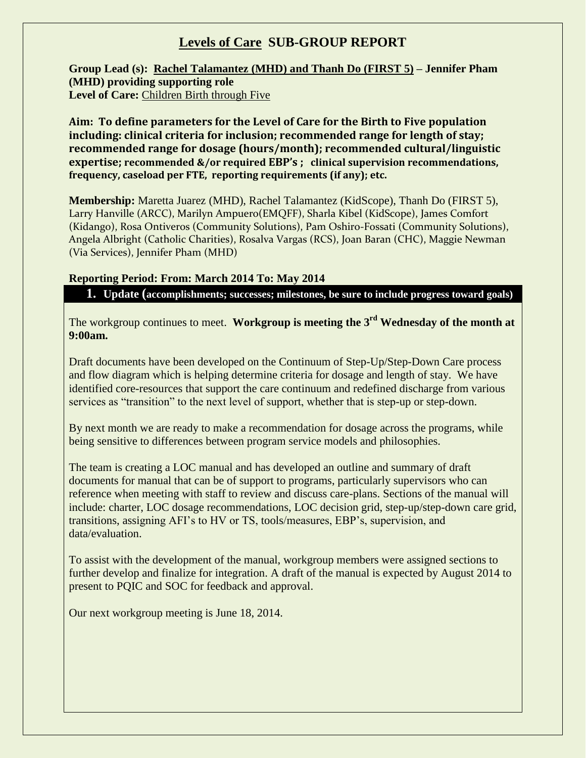# Levels of Care SUB-GROUP REPORT

**Group Lead (s): Rachel Talamantez (MHD) and Thanh Do (FIRST 5) – Jennifer Pham (MHD) providing supporting role**
**Level of Care:** Children Birth through Five

**Aim: To define parameters for the Level of Care for the Birth to Five population including: clinical criteria for inclusion; recommended range for length of stay; recommended range for dosage (hours/month); recommended cultural/linguistic expertise; recommended &/or required EBP's ; clinical supervision recommendations, frequency, caseload per FTE, reporting requirements (if any); etc.**

**Membership:** Maretta Juarez (MHD), Rachel Talamantez (KidScope), Thanh Do (FIRST 5), Larry Hanville (ARCC), Marilyn Ampuero(EMQFF), Sharla Kibel (KidScope), James Comfort (Kidango), Rosa Ontiveros (Community Solutions), Pam Oshiro-Fossati (Community Solutions), Angela Albright (Catholic Charities), Rosalva Vargas (RCS), Joan Baran (CHC), Maggie Newman (Via Services), Jennifer Pham (MHD)

**Reporting Period: From: March 2014 To: May 2014**

## 1. Update (accomplishments; successes; milestones, be sure to include progress toward goals)

The workgroup continues to meet. **Workgroup is meeting the 3rd Wednesday of the month at 9:00am.**

Draft documents have been developed on the Continuum of Step-Up/Step-Down Care process and flow diagram which is helping determine criteria for dosage and length of stay. We have identified core-resources that support the care continuum and redefined discharge from various services as "transition" to the next level of support, whether that is step-up or step-down.

By next month we are ready to make a recommendation for dosage across the programs, while being sensitive to differences between program service models and philosophies.

The team is creating a LOC manual and has developed an outline and summary of draft documents for manual that can be of support to programs, particularly supervisors who can reference when meeting with staff to review and discuss care-plans. Sections of the manual will include: charter, LOC dosage recommendations, LOC decision grid, step-up/step-down care grid, transitions, assigning AFI's to HV or TS, tools/measures, EBP's, supervision, and data/evaluation.

To assist with the development of the manual, workgroup members were assigned sections to further develop and finalize for integration. A draft of the manual is expected by August 2014 to present to PQIC and SOC for feedback and approval.

Our next workgroup meeting is June 18, 2014.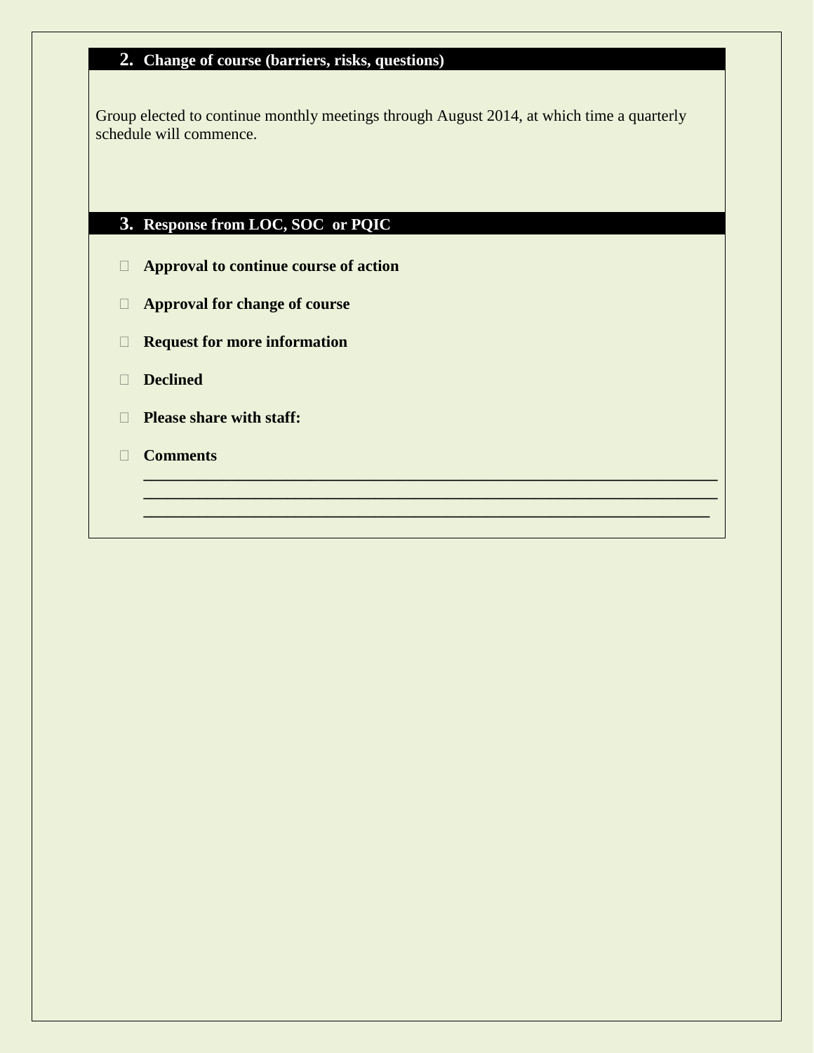## 2. Change of course (barriers, risks, questions)

Group elected to continue monthly meetings through August 2014, at which time a quarterly schedule will commence.

## 3. Response from LOC, SOC or PQIC

- ☐ **Approval to continue course of action**
- ☐ **Approval for change of course**
- ☐ **Request for more information**
- ☐ **Declined**
- ☐ **Please share with staff:**
- ☐ **Comments**

____________________________________________________________________________

____________________________________________________________________________

___________________________________________________________________________